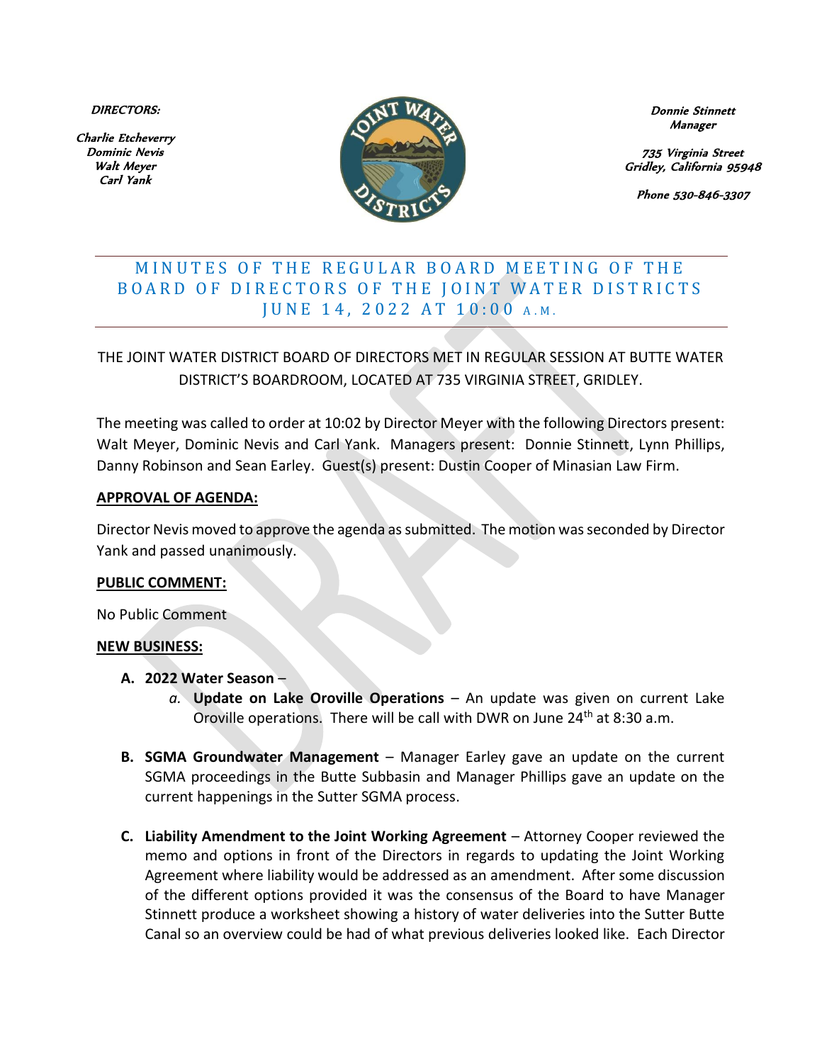**DIRECTORS:**

*Charlie Etcheverry*
*Dominic Nevis*
*Walt Meyer*
*Carl Yank*

*Donnie Stinnett*
*Manager*

*735 Virginia Street*
*Gridley, California 95948*

*Phone 530-846-3307*

# MINUTES OF THE REGULAR BOARD MEETING OF THE BOARD OF DIRECTORS OF THE JOINT WATER DISTRICTS JUNE 14, 2022 AT 10:00 A.M.

THE JOINT WATER DISTRICT BOARD OF DIRECTORS MET IN REGULAR SESSION AT BUTTE WATER DISTRICT'S BOARDROOM, LOCATED AT 735 VIRGINIA STREET, GRIDLEY.

The meeting was called to order at 10:02 by Director Meyer with the following Directors present: Walt Meyer, Dominic Nevis and Carl Yank. Managers present: Donnie Stinnett, Lynn Phillips, Danny Robinson and Sean Earley. Guest(s) present: Dustin Cooper of Minasian Law Firm.

**APPROVAL OF AGENDA:**

Director Nevis moved to approve the agenda as submitted. The motion was seconded by Director Yank and passed unanimously.

**PUBLIC COMMENT:**

No Public Comment

**NEW BUSINESS:**

- **A. 2022 Water Season** –
  - *a.* **Update on Lake Oroville Operations** – An update was given on current Lake Oroville operations. There will be call with DWR on June 24th at 8:30 a.m.
- **B. SGMA Groundwater Management** – Manager Earley gave an update on the current SGMA proceedings in the Butte Subbasin and Manager Phillips gave an update on the current happenings in the Sutter SGMA process.
- **C. Liability Amendment to the Joint Working Agreement** – Attorney Cooper reviewed the memo and options in front of the Directors in regards to updating the Joint Working Agreement where liability would be addressed as an amendment. After some discussion of the different options provided it was the consensus of the Board to have Manager Stinnett produce a worksheet showing a history of water deliveries into the Sutter Butte Canal so an overview could be had of what previous deliveries looked like. Each Director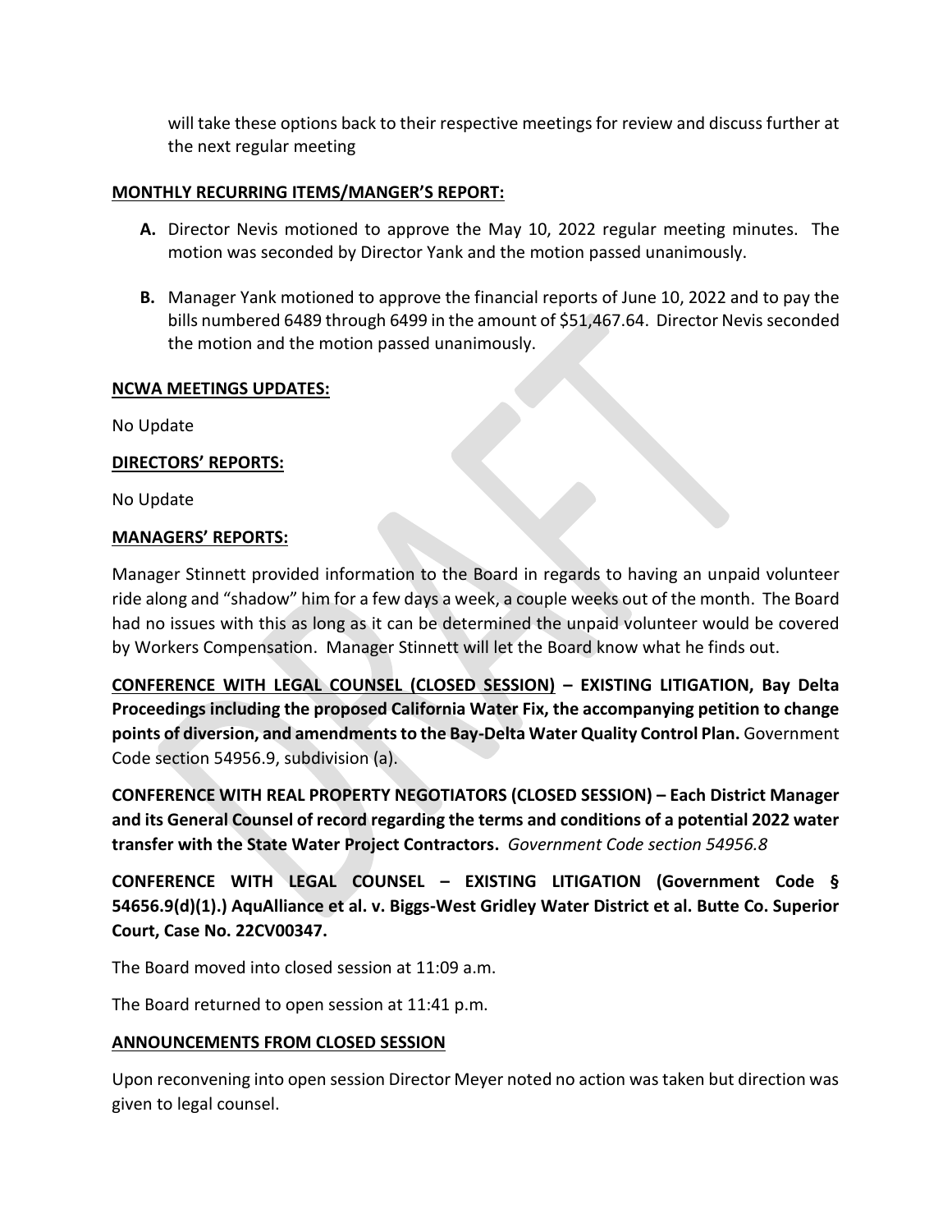will take these options back to their respective meetings for review and discuss further at the next regular meeting

**MONTHLY RECURRING ITEMS/MANGER'S REPORT:**

**A.** Director Nevis motioned to approve the May 10, 2022 regular meeting minutes. The motion was seconded by Director Yank and the motion passed unanimously.

**B.** Manager Yank motioned to approve the financial reports of June 10, 2022 and to pay the bills numbered 6489 through 6499 in the amount of $51,467.64. Director Nevis seconded the motion and the motion passed unanimously.

**NCWA MEETINGS UPDATES:**

No Update

**DIRECTORS' REPORTS:**

No Update

**MANAGERS' REPORTS:**

Manager Stinnett provided information to the Board in regards to having an unpaid volunteer ride along and "shadow" him for a few days a week, a couple weeks out of the month. The Board had no issues with this as long as it can be determined the unpaid volunteer would be covered by Workers Compensation. Manager Stinnett will let the Board know what he finds out.

**CONFERENCE WITH LEGAL COUNSEL (CLOSED SESSION) – EXISTING LITIGATION, Bay Delta Proceedings including the proposed California Water Fix, the accompanying petition to change points of diversion, and amendments to the Bay-Delta Water Quality Control Plan.** Government Code section 54956.9, subdivision (a).

**CONFERENCE WITH REAL PROPERTY NEGOTIATORS (CLOSED SESSION) – Each District Manager and its General Counsel of record regarding the terms and conditions of a potential 2022 water transfer with the State Water Project Contractors.** *Government Code section 54956.8*

**CONFERENCE WITH LEGAL COUNSEL – EXISTING LITIGATION (Government Code § 54656.9(d)(1).) AquAlliance et al. v. Biggs-West Gridley Water District et al. Butte Co. Superior Court, Case No. 22CV00347.**

The Board moved into closed session at 11:09 a.m.

The Board returned to open session at 11:41 p.m.

**ANNOUNCEMENTS FROM CLOSED SESSION**

Upon reconvening into open session Director Meyer noted no action was taken but direction was given to legal counsel.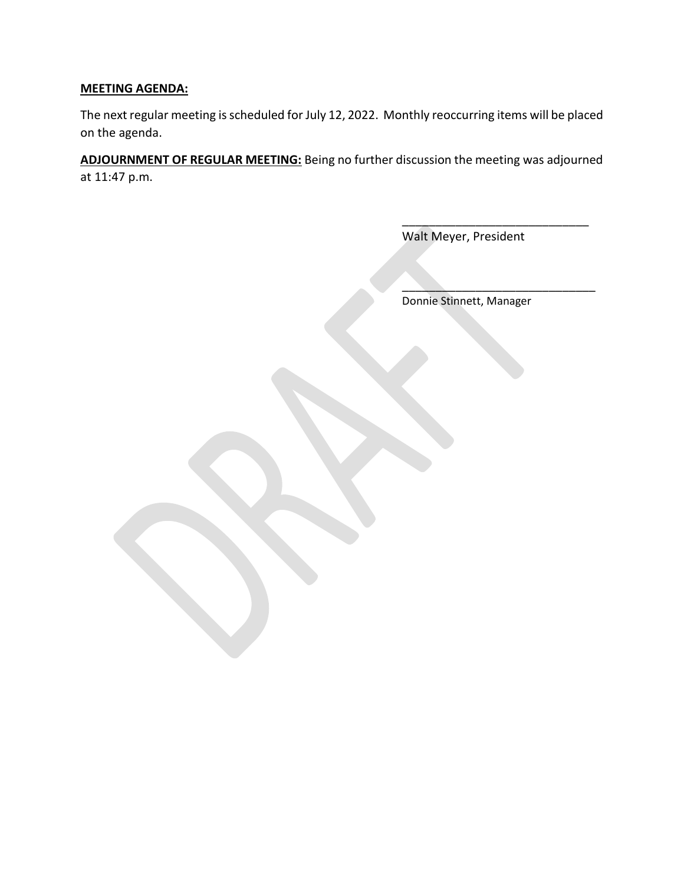**MEETING AGENDA:**

The next regular meeting is scheduled for July 12, 2022. Monthly reoccurring items will be placed on the agenda.

**ADJOURNMENT OF REGULAR MEETING:** Being no further discussion the meeting was adjourned at 11:47 p.m.

_____________________________
Walt Meyer, President

______________________________
Donnie Stinnett, Manager

DRAFT